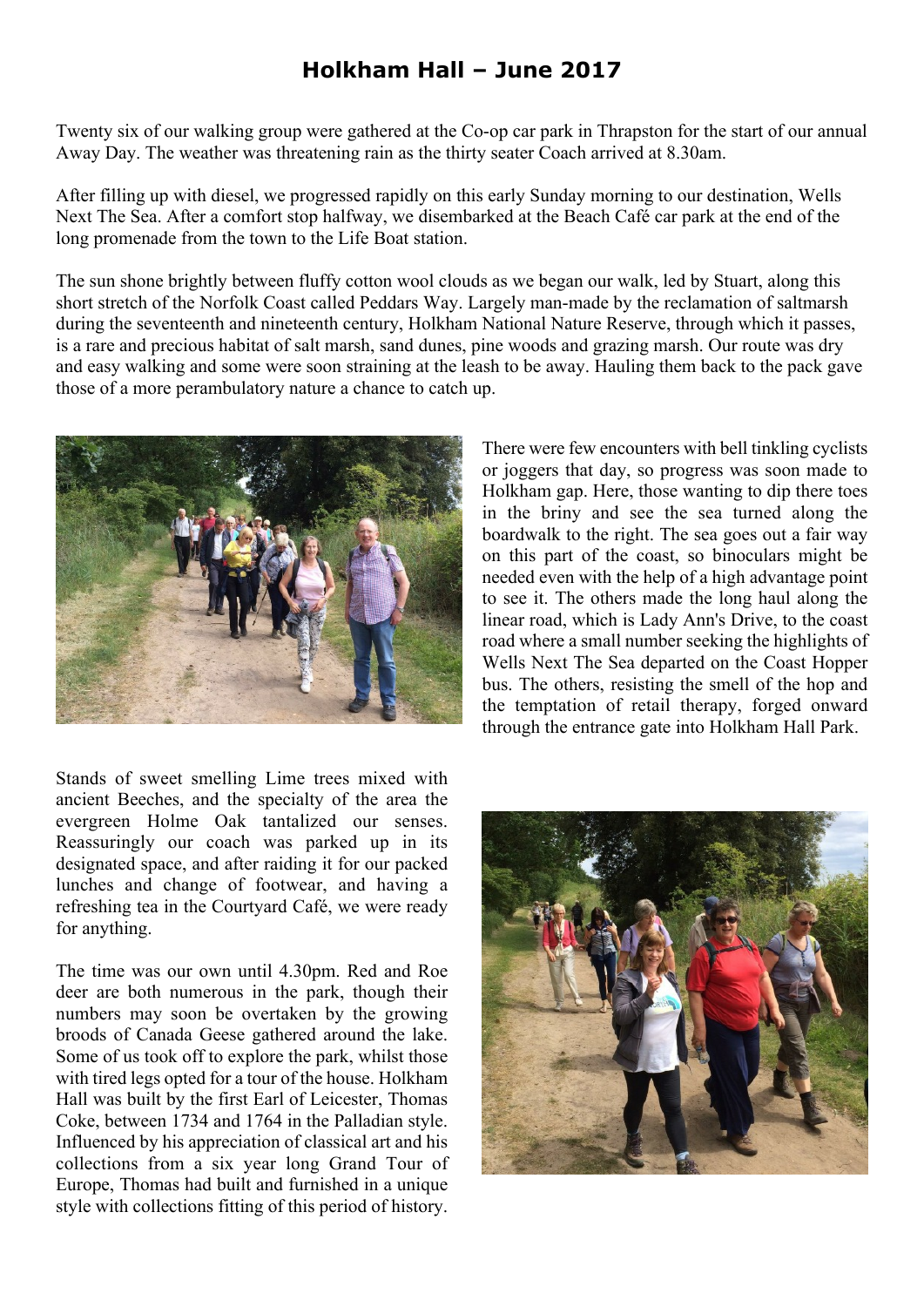# Holkham Hall – June 2017

Twenty six of our walking group were gathered at the Co-op car park in Thrapston for the start of our annual Away Day. The weather was threatening rain as the thirty seater Coach arrived at 8.30am.

After filling up with diesel, we progressed rapidly on this early Sunday morning to our destination, Wells Next The Sea. After a comfort stop halfway, we disembarked at the Beach Café car park at the end of the long promenade from the town to the Life Boat station.

The sun shone brightly between fluffy cotton wool clouds as we began our walk, led by Stuart, along this short stretch of the Norfolk Coast called Peddars Way. Largely man-made by the reclamation of saltmarsh during the seventeenth and nineteenth century, Holkham National Nature Reserve, through which it passes, is a rare and precious habitat of salt marsh, sand dunes, pine woods and grazing marsh. Our route was dry and easy walking and some were soon straining at the leash to be away. Hauling them back to the pack gave those of a more perambulatory nature a chance to catch up.

There were few encounters with bell tinkling cyclists or joggers that day, so progress was soon made to Holkham gap. Here, those wanting to dip there toes in the briny and see the sea turned along the boardwalk to the right. The sea goes out a fair way on this part of the coast, so binoculars might be needed even with the help of a high advantage point to see it. The others made the long haul along the linear road, which is Lady Ann's Drive, to the coast road where a small number seeking the highlights of Wells Next The Sea departed on the Coast Hopper bus. The others, resisting the smell of the hop and the temptation of retail therapy, forged onward through the entrance gate into Holkham Hall Park.

Stands of sweet smelling Lime trees mixed with ancient Beeches, and the specialty of the area the evergreen Holme Oak tantalized our senses. Reassuringly our coach was parked up in its designated space, and after raiding it for our packed lunches and change of footwear, and having a refreshing tea in the Courtyard Café, we were ready for anything.

The time was our own until 4.30pm. Red and Roe deer are both numerous in the park, though their numbers may soon be overtaken by the growing broods of Canada Geese gathered around the lake. Some of us took off to explore the park, whilst those with tired legs opted for a tour of the house. Holkham Hall was built by the first Earl of Leicester, Thomas Coke, between 1734 and 1764 in the Palladian style. Influenced by his appreciation of classical art and his collections from a six year long Grand Tour of Europe, Thomas had built and furnished in a unique style with collections fitting of this period of history.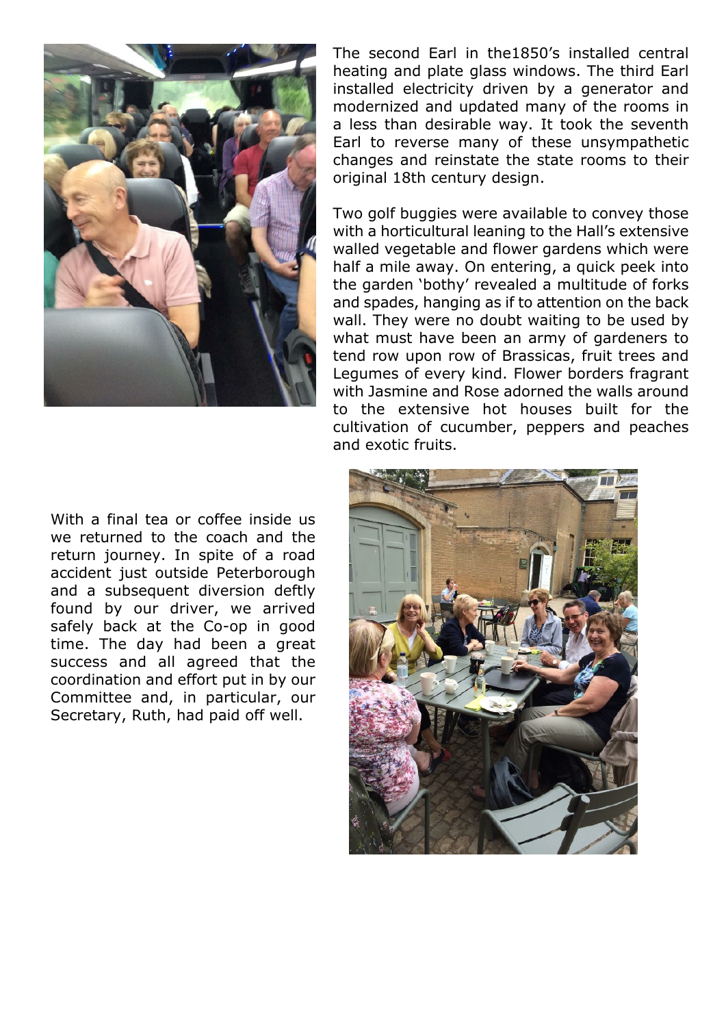The second Earl in the1850's installed central heating and plate glass windows. The third Earl installed electricity driven by a generator and modernized and updated many of the rooms in a less than desirable way. It took the seventh Earl to reverse many of these unsympathetic changes and reinstate the state rooms to their original 18th century design.

Two golf buggies were available to convey those with a horticultural leaning to the Hall's extensive walled vegetable and flower gardens which were half a mile away. On entering, a quick peek into the garden 'bothy' revealed a multitude of forks and spades, hanging as if to attention on the back wall. They were no doubt waiting to be used by what must have been an army of gardeners to tend row upon row of Brassicas, fruit trees and Legumes of every kind. Flower borders fragrant with Jasmine and Rose adorned the walls around to the extensive hot houses built for the cultivation of cucumber, peppers and peaches and exotic fruits.

With a final tea or coffee inside us we returned to the coach and the return journey. In spite of a road accident just outside Peterborough and a subsequent diversion deftly found by our driver, we arrived safely back at the Co-op in good time. The day had been a great success and all agreed that the coordination and effort put in by our Committee and, in particular, our Secretary, Ruth, had paid off well.